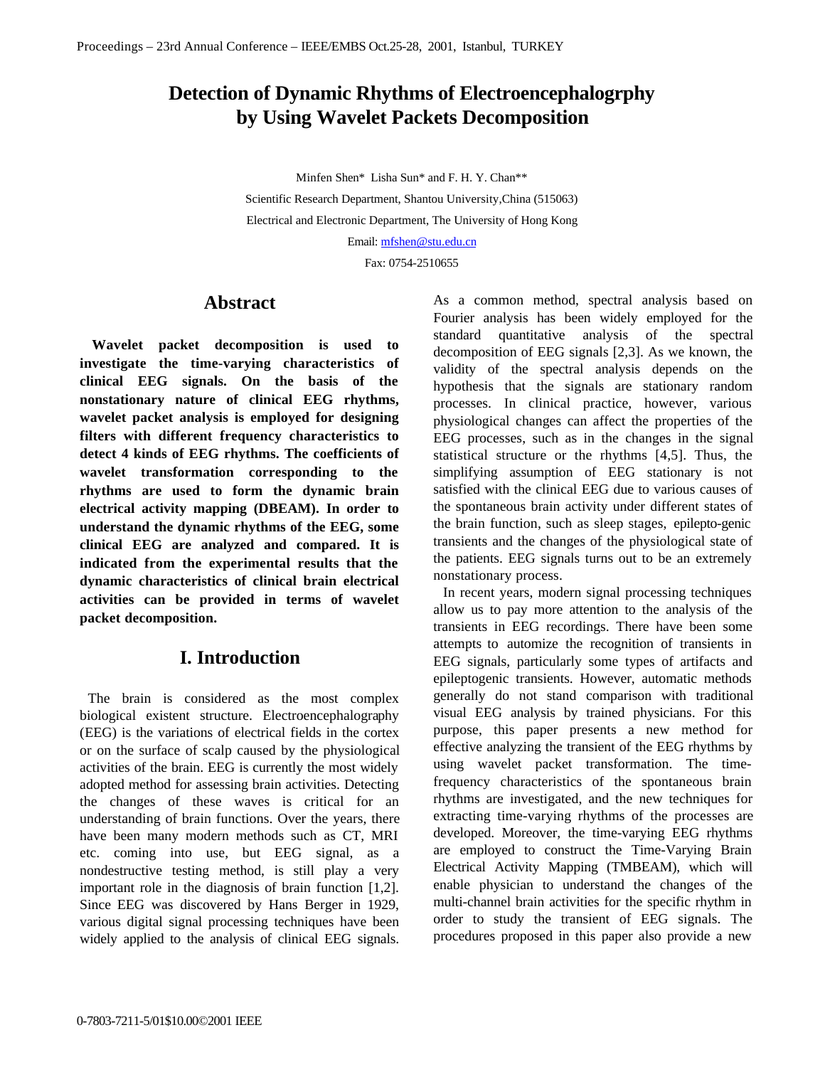# Detection of Dynamic Rhythms of Electroencephalogrphy by Using Wavelet Packets Decomposition

Minfen Shen* Lisha Sun* and F. H. Y. Chan**

Scientific Research Department, Shantou University,China (515063)

Electrical and Electronic Department, The University of Hong Kong

Email: mfshen@stu.edu.cn

Fax: 0754-2510655

## Abstract

**Wavelet packet decomposition is used to investigate the time-varying characteristics of clinical EEG signals. On the basis of the nonstationary nature of clinical EEG rhythms, wavelet packet analysis is employed for designing filters with different frequency characteristics to detect 4 kinds of EEG rhythms. The coefficients of wavelet transformation corresponding to the rhythms are used to form the dynamic brain electrical activity mapping (DBEAM). In order to understand the dynamic rhythms of the EEG, some clinical EEG are analyzed and compared. It is indicated from the experimental results that the dynamic characteristics of clinical brain electrical activities can be provided in terms of wavelet packet decomposition.**

## I. Introduction

The brain is considered as the most complex biological existent structure. Electroencephalography (EEG) is the variations of electrical fields in the cortex or on the surface of scalp caused by the physiological activities of the brain. EEG is currently the most widely adopted method for assessing brain activities. Detecting the changes of these waves is critical for an understanding of brain functions. Over the years, there have been many modern methods such as CT, MRI etc. coming into use, but EEG signal, as a nondestructive testing method, is still play a very important role in the diagnosis of brain function [1,2]. Since EEG was discovered by Hans Berger in 1929, various digital signal processing techniques have been widely applied to the analysis of clinical EEG signals. As a common method, spectral analysis based on Fourier analysis has been widely employed for the standard quantitative analysis of the spectral decomposition of EEG signals [2,3]. As we known, the validity of the spectral analysis depends on the hypothesis that the signals are stationary random processes. In clinical practice, however, various physiological changes can affect the properties of the EEG processes, such as in the changes in the signal statistical structure or the rhythms [4,5]. Thus, the simplifying assumption of EEG stationary is not satisfied with the clinical EEG due to various causes of the spontaneous brain activity under different states of the brain function, such as sleep stages, epilepto-genic transients and the changes of the physiological state of the patients. EEG signals turns out to be an extremely nonstationary process.

In recent years, modern signal processing techniques allow us to pay more attention to the analysis of the transients in EEG recordings. There have been some attempts to automize the recognition of transients in EEG signals, particularly some types of artifacts and epileptogenic transients. However, automatic methods generally do not stand comparison with traditional visual EEG analysis by trained physicians. For this purpose, this paper presents a new method for effective analyzing the transient of the EEG rhythms by using wavelet packet transformation. The time-frequency characteristics of the spontaneous brain rhythms are investigated, and the new techniques for extracting time-varying rhythms of the processes are developed. Moreover, the time-varying EEG rhythms are employed to construct the Time-Varying Brain Electrical Activity Mapping (TMBEAM), which will enable physician to understand the changes of the multi-channel brain activities for the specific rhythm in order to study the transient of EEG signals. The procedures proposed in this paper also provide a new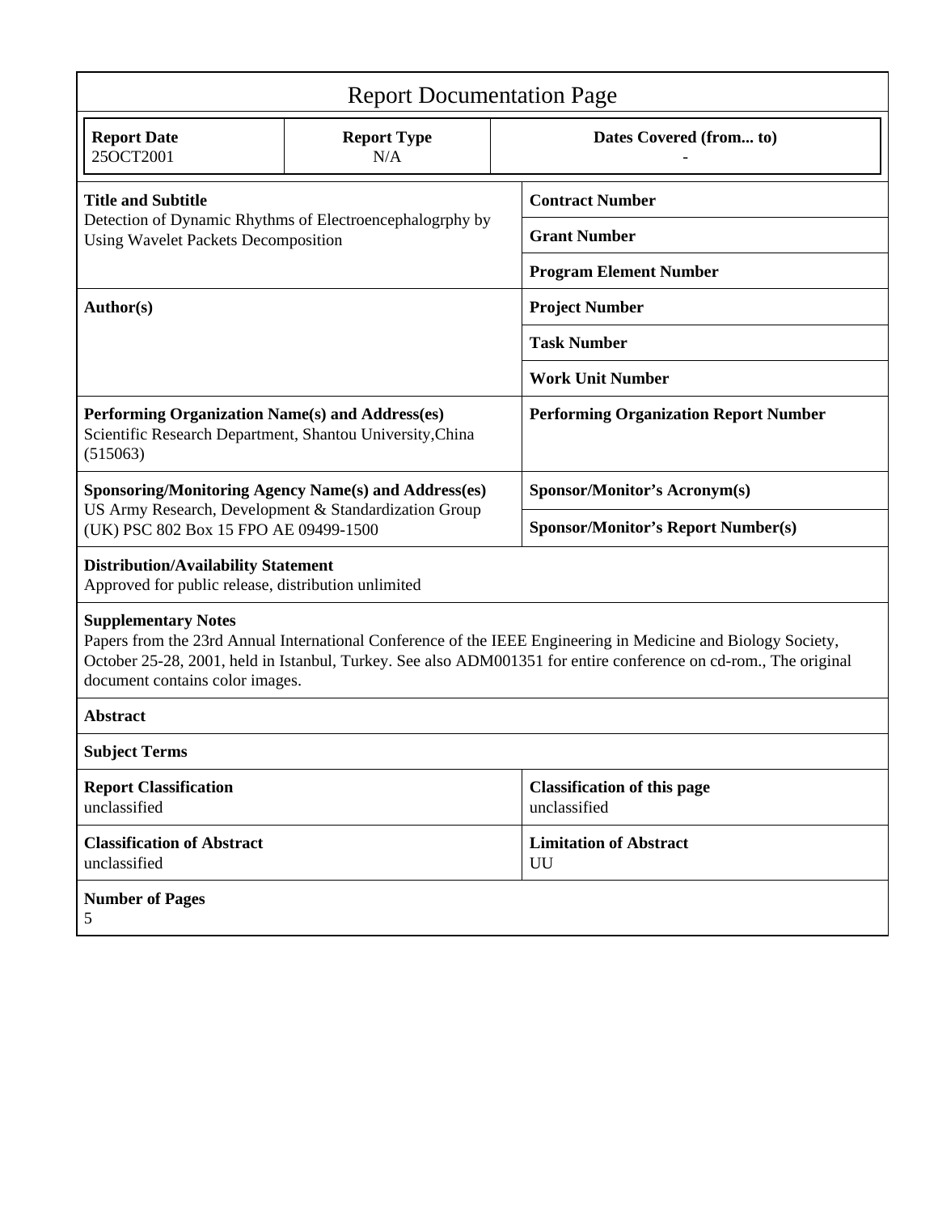# Report Documentation Page

| Report Date | Report Type | Dates Covered (from... to) |
|---|---|---|
| 25OCT2001 | N/A | - |

| | |
|---|---|
| **Title and Subtitle**<br>Detection of Dynamic Rhythms of Electroencephalogrphy by Using Wavelet Packets Decomposition | **Contract Number** |
| | **Grant Number** |
| | **Program Element Number** |
| **Author(s)** | **Project Number** |
| | **Task Number** |
| | **Work Unit Number** |
| **Performing Organization Name(s) and Address(es)**<br>Scientific Research Department, Shantou University,China (515063) | **Performing Organization Report Number** |
| **Sponsoring/Monitoring Agency Name(s) and Address(es)**<br>US Army Research, Development & Standardization Group (UK) PSC 802 Box 15 FPO AE 09499-1500 | **Sponsor/Monitor's Acronym(s)** |
| | **Sponsor/Monitor's Report Number(s)** |

**Distribution/Availability Statement**
Approved for public release, distribution unlimited

**Supplementary Notes**
Papers from the 23rd Annual International Conference of the IEEE Engineering in Medicine and Biology Society, October 25-28, 2001, held in Istanbul, Turkey. See also ADM001351 for entire conference on cd-rom., The original document contains color images.

**Abstract**

**Subject Terms**

| | |
|---|---|
| **Report Classification**<br>unclassified | **Classification of this page**<br>unclassified |
| **Classification of Abstract**<br>unclassified | **Limitation of Abstract**<br>UU |

**Number of Pages**
5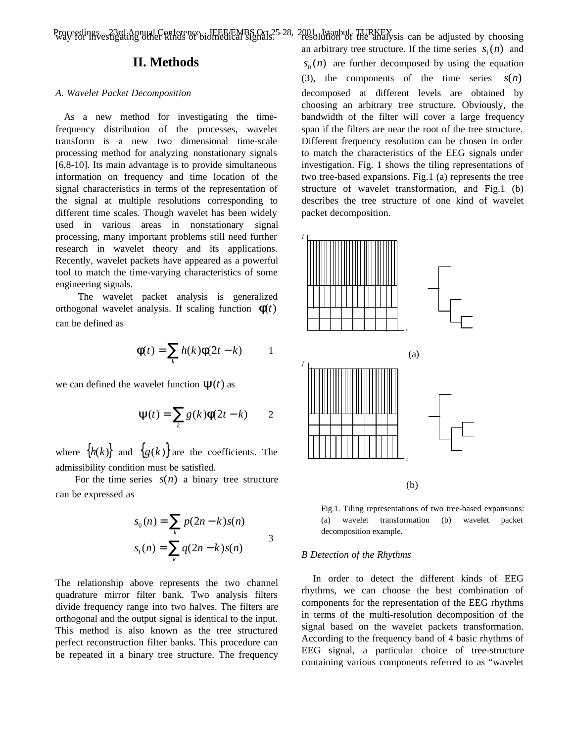way for investigating other kinds of biomedical signals.

## II. Methods

*A. Wavelet Packet Decomposition*

As a new method for investigating the time-frequency distribution of the processes, wavelet transform is a new two dimensional time-scale processing method for analyzing nonstationary signals [6,8-10]. Its main advantage is to provide simultaneous information on frequency and time location of the signal characteristics in terms of the representation of the signal at multiple resolutions corresponding to different time scales. Though wavelet has been widely used in various areas in nonstationary signal processing, many important problems still need further research in wavelet theory and its applications. Recently, wavelet packets have appeared as a powerful tool to match the time-varying characteristics of some engineering signals.

The wavelet packet analysis is generalized orthogonal wavelet analysis. If scaling function $\phi(t)$ can be defined as

$$\phi(t) = \sum_{k} h(k)\phi(2t - k) \qquad 1$$

we can defined the wavelet function $\psi(t)$ as

$$\psi(t) = \sum_{k} g(k)\phi(2t - k) \qquad 2$$

where $\{h(k)\}$ and $\{g(k)\}$ are the coefficients. The admissibility condition must be satisfied.

For the time series $s(n)$ a binary tree structure can be expressed as

$$s_0(n) = \sum_{k} p(2n - k)s(n)$$
$$s_1(n) = \sum_{k} q(2n - k)s(n) \qquad 3$$

The relationship above represents the two channel quadrature mirror filter bank. Two analysis filters divide frequency range into two halves. The filters are orthogonal and the output signal is identical to the input. This method is also known as the tree structured perfect reconstruction filter banks. This procedure can be repeated in a binary tree structure. The frequency resolution of the analysis can be adjusted by choosing an arbitrary tree structure. If the time series $s_1(n)$ and $s_0(n)$ are further decomposed by using the equation (3), the components of the time series $s(n)$ decomposed at different levels are obtained by choosing an arbitrary tree structure. Obviously, the bandwidth of the filter will cover a large frequency span if the filters are near the root of the tree structure. Different frequency resolution can be chosen in order to match the characteristics of the EEG signals under investigation. Fig. 1 shows the tiling representations of two tree-based expansions. Fig.1 (a) represents the tree structure of wavelet transformation, and Fig.1 (b) describes the tree structure of one kind of wavelet packet decomposition.

(a)

(b)

Fig.1. Tiling representations of two tree-based expansions: (a) wavelet transformation (b) wavelet packet decomposition example.

*B Detection of the Rhythms*

In order to detect the different kinds of EEG rhythms, we can choose the best combination of components for the representation of the EEG rhythms in terms of the multi-resolution decomposition of the signal based on the wavelet packets transformation. According to the frequency band of 4 basic rhythms of EEG signal, a particular choice of tree-structure containing various components referred to as "wavelet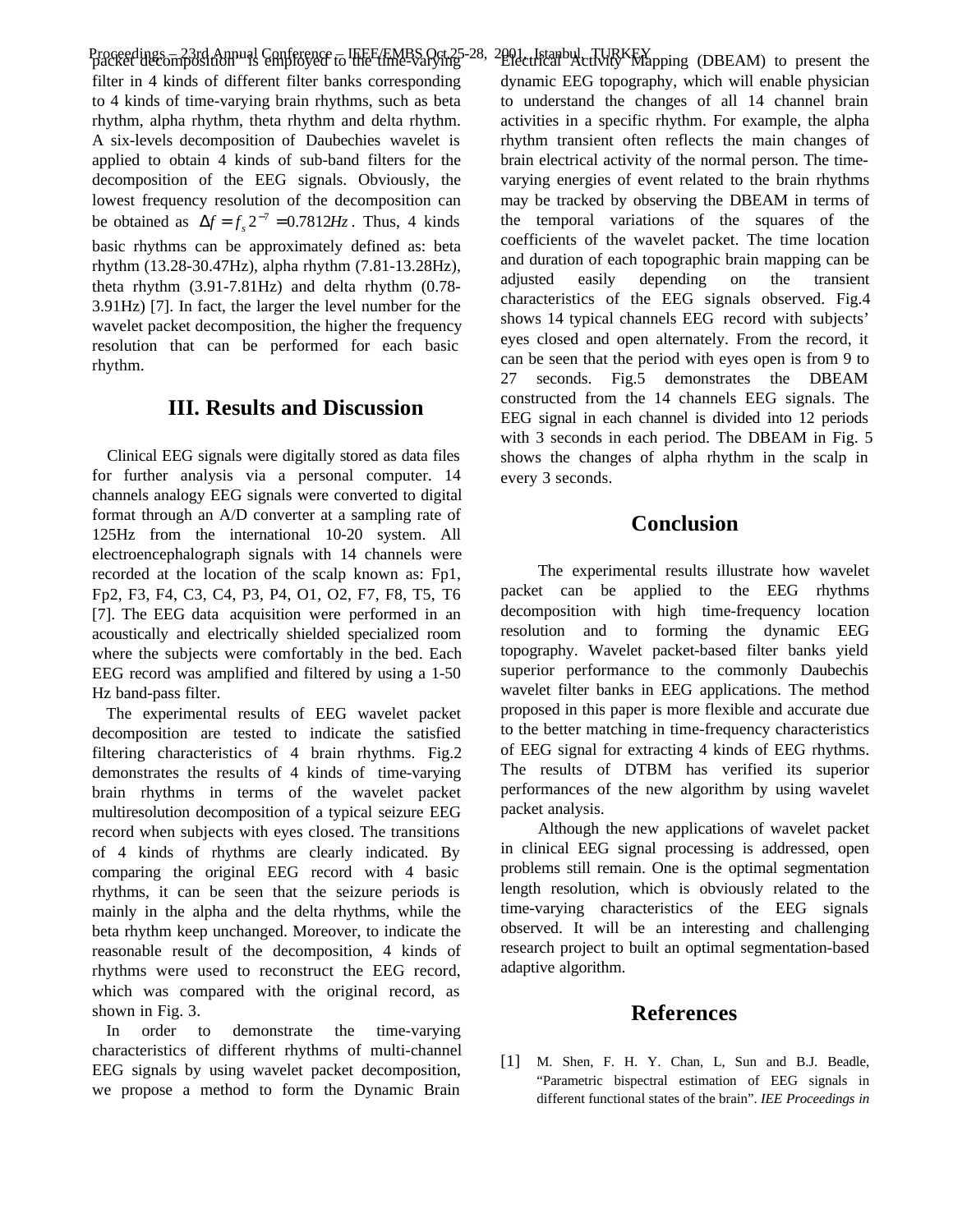packet decomposition is employed to the time-varying filter in 4 kinds of different filter banks corresponding to 4 kinds of time-varying brain rhythms, such as beta rhythm, alpha rhythm, theta rhythm and delta rhythm. A six-levels decomposition of Daubechies wavelet is applied to obtain 4 kinds of sub-band filters for the decomposition of the EEG signals. Obviously, the lowest frequency resolution of the decomposition can be obtained as $\Delta f = f_s 2^{-7} = 0.7812Hz$. Thus, 4 kinds basic rhythms can be approximately defined as: beta rhythm (13.28-30.47Hz), alpha rhythm (7.81-13.28Hz), theta rhythm (3.91-7.81Hz) and delta rhythm (0.78-3.91Hz) [7]. In fact, the larger the level number for the wavelet packet decomposition, the higher the frequency resolution that can be performed for each basic rhythm.

## III. Results and Discussion

Clinical EEG signals were digitally stored as data files for further analysis via a personal computer. 14 channels analogy EEG signals were converted to digital format through an A/D converter at a sampling rate of 125Hz from the international 10-20 system. All electroencephalograph signals with 14 channels were recorded at the location of the scalp known as: Fp1, Fp2, F3, F4, C3, C4, P3, P4, O1, O2, F7, F8, T5, T6 [7]. The EEG data acquisition were performed in an acoustically and electrically shielded specialized room where the subjects were comfortably in the bed. Each EEG record was amplified and filtered by using a 1-50 Hz band-pass filter.

The experimental results of EEG wavelet packet decomposition are tested to indicate the satisfied filtering characteristics of 4 brain rhythms. Fig.2 demonstrates the results of 4 kinds of time-varying brain rhythms in terms of the wavelet packet multiresolution decomposition of a typical seizure EEG record when subjects with eyes closed. The transitions of 4 kinds of rhythms are clearly indicated. By comparing the original EEG record with 4 basic rhythms, it can be seen that the seizure periods is mainly in the alpha and the delta rhythms, while the beta rhythm keep unchanged. Moreover, to indicate the reasonable result of the decomposition, 4 kinds of rhythms were used to reconstruct the EEG record, which was compared with the original record, as shown in Fig. 3.

In order to demonstrate the time-varying characteristics of different rhythms of multi-channel EEG signals by using wavelet packet decomposition, we propose a method to form the Dynamic Brain Electrical Activity Mapping (DBEAM) to present the dynamic EEG topography, which will enable physician to understand the changes of all 14 channel brain activities in a specific rhythm. For example, the alpha rhythm transient often reflects the main changes of brain electrical activity of the normal person. The time-varying energies of event related to the brain rhythms may be tracked by observing the DBEAM in terms of the temporal variations of the squares of the coefficients of the wavelet packet. The time location and duration of each topographic brain mapping can be adjusted easily depending on the transient characteristics of the EEG signals observed. Fig.4 shows 14 typical channels EEG record with subjects' eyes closed and open alternately. From the record, it can be seen that the period with eyes open is from 9 to 27 seconds. Fig.5 demonstrates the DBEAM constructed from the 14 channels EEG signals. The EEG signal in each channel is divided into 12 periods with 3 seconds in each period. The DBEAM in Fig. 5 shows the changes of alpha rhythm in the scalp in every 3 seconds.

## Conclusion

The experimental results illustrate how wavelet packet can be applied to the EEG rhythms decomposition with high time-frequency location resolution and to forming the dynamic EEG topography. Wavelet packet-based filter banks yield superior performance to the commonly Daubechis wavelet filter banks in EEG applications. The method proposed in this paper is more flexible and accurate due to the better matching in time-frequency characteristics of EEG signal for extracting 4 kinds of EEG rhythms. The results of DTBM has verified its superior performances of the new algorithm by using wavelet packet analysis.

Although the new applications of wavelet packet in clinical EEG signal processing is addressed, open problems still remain. One is the optimal segmentation length resolution, which is obviously related to the time-varying characteristics of the EEG signals observed. It will be an interesting and challenging research project to built an optimal segmentation-based adaptive algorithm.

## References

[1] M. Shen, F. H. Y. Chan, L, Sun and B.J. Beadle, "Parametric bispectral estimation of EEG signals in different functional states of the brain". *IEE Proceedings in*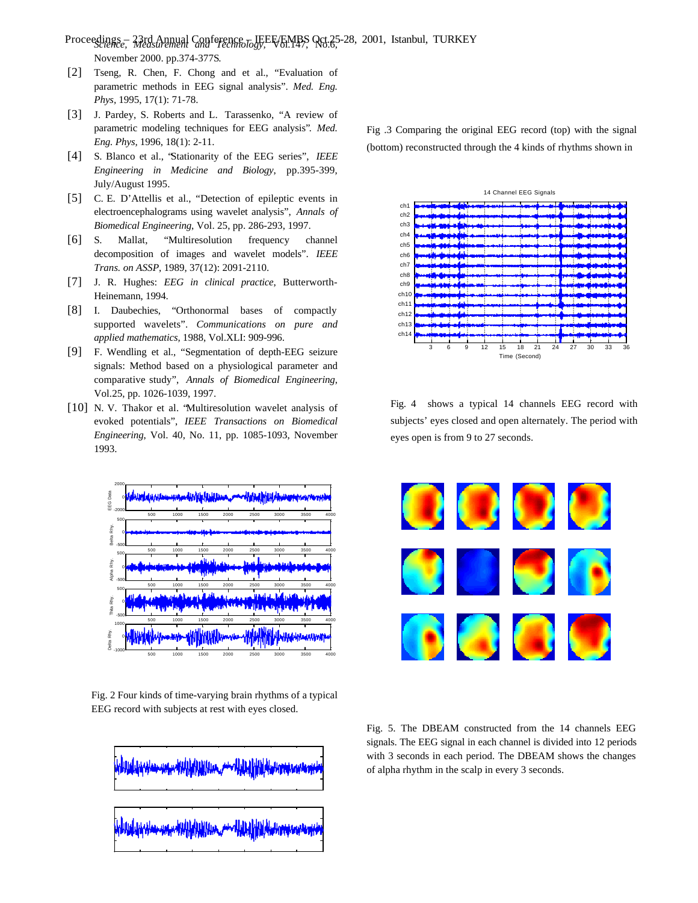*Science, Measurement and Technology*, Vol.147, No.6, November 2000. pp.374-377S.

[2] Tseng, R. Chen, F. Chong and et al., "Evaluation of parametric methods in EEG signal analysis". *Med. Eng. Phys*, 1995, 17(1): 71-78.

[3] J. Pardey, S. Roberts and L. Tarassenko, "A review of parametric modeling techniques for EEG analysis". *Med. Eng. Phys*, 1996, 18(1): 2-11.

[4] S. Blanco et al., "Stationarity of the EEG series", *IEEE Engineering in Medicine and Biology*, pp.395-399, July/August 1995.

[5] C. E. D'Attellis et al., "Detection of epileptic events in electroencephalograms using wavelet analysis", *Annals of Biomedical Engineering*, Vol. 25, pp. 286-293, 1997.

[6] S. Mallat, "Multiresolution frequency channel decomposition of images and wavelet models". *IEEE Trans. on ASSP*, 1989, 37(12): 2091-2110.

[7] J. R. Hughes: *EEG in clinical practice*, Butterworth-Heinemann, 1994.

[8] I. Daubechies, "Orthonormal bases of compactly supported wavelets". *Communications on pure and applied mathematics*, 1988, Vol.XLI: 909-996.

[9] F. Wendling et al., "Segmentation of depth-EEG seizure signals: Method based on a physiological parameter and comparative study", *Annals of Biomedical Engineering*, Vol.25, pp. 1026-1039, 1997.

[10] N. V. Thakor et al. "Multiresolution wavelet analysis of evoked potentials", *IEEE Transactions on Biomedical Engineering*, Vol. 40, No. 11, pp. 1085-1093, November 1993.

Fig. 2 Four kinds of time-varying brain rhythms of a typical EEG record with subjects at rest with eyes closed.

Fig .3 Comparing the original EEG record (top) with the signal (bottom) reconstructed through the 4 kinds of rhythms shown in

Fig. 4 shows a typical 14 channels EEG record with subjects' eyes closed and open alternately. The period with eyes open is from 9 to 27 seconds.

Fig. 5. The DBEAM constructed from the 14 channels EEG signals. The EEG signal in each channel is divided into 12 periods with 3 seconds in each period. The DBEAM shows the changes of alpha rhythm in the scalp in every 3 seconds.